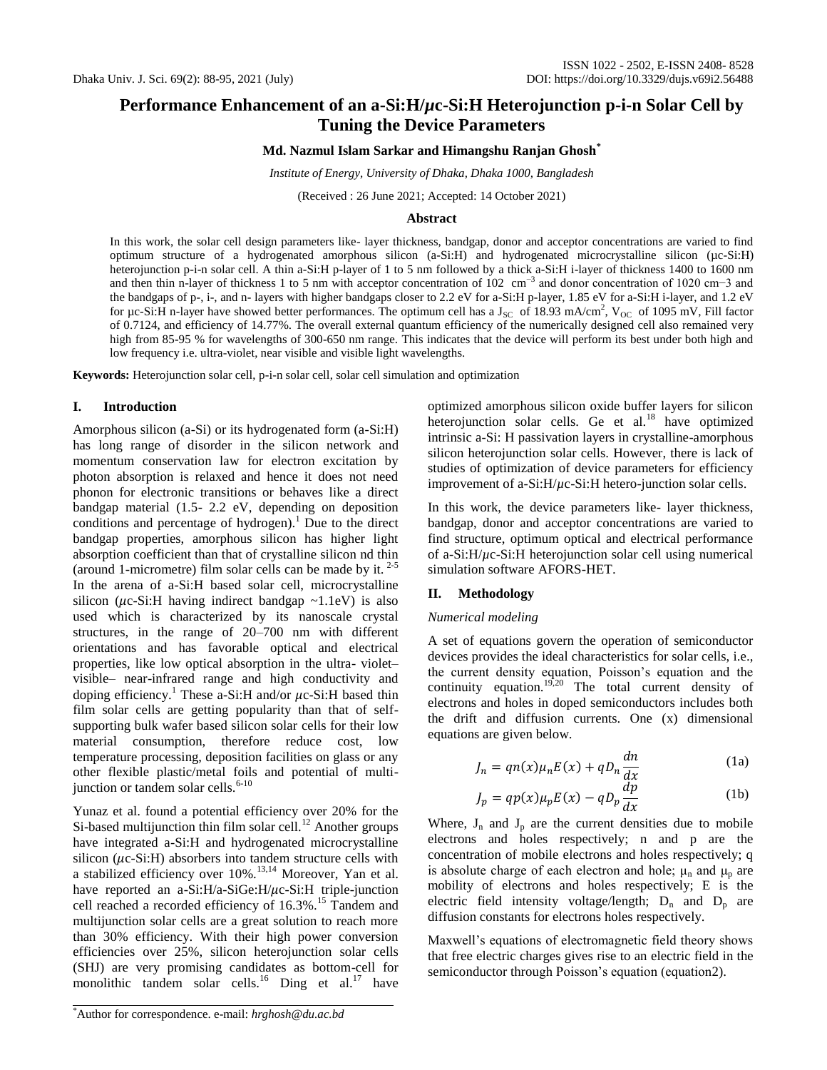# Performance Enhancement of an a-Si:H/$\mu$c-Si:H Heterojunction p-i-n Solar Cell by Tuning the Device Parameters

**Md. Nazmul Islam Sarkar and Himangshu Ranjan Ghosh***

*Institute of Energy, University of Dhaka, Dhaka 1000, Bangladesh*

(Received : 26 June 2021; Accepted: 14 October 2021)

### Abstract

In this work, the solar cell design parameters like- layer thickness, bandgap, donor and acceptor concentrations are varied to find optimum structure of a hydrogenated amorphous silicon (a-Si:H) and hydrogenated microcrystalline silicon (μc-Si:H) heterojunction p-i-n solar cell. A thin a-Si:H p-layer of 1 to 5 nm followed by a thick a-Si:H i-layer of thickness 1400 to 1600 nm and then thin n-layer of thickness 1 to 5 nm with acceptor concentration of 102 $cm^{-3}$ and donor concentration of 1020 cm−3 and the bandgaps of p-, i-, and n- layers with higher bandgaps closer to 2.2 eV for a-Si:H p-layer, 1.85 eV for a-Si:H i-layer, and 1.2 eV for μc-Si:H n-layer have showed better performances. The optimum cell has a $J_{SC}$ of 18.93 mA/$cm^2$, $V_{OC}$ of 1095 mV, Fill factor of 0.7124, and efficiency of 14.77%. The overall external quantum efficiency of the numerically designed cell also remained very high from 85-95 % for wavelengths of 300-650 nm range. This indicates that the device will perform its best under both high and low frequency i.e. ultra-violet, near visible and visible light wavelengths.

**Keywords:** Heterojunction solar cell, p-i-n solar cell, solar cell simulation and optimization

## I. Introduction

Amorphous silicon (a-Si) or its hydrogenated form (a-Si:H) has long range of disorder in the silicon network and momentum conservation law for electron excitation by photon absorption is relaxed and hence it does not need phonon for electronic transitions or behaves like a direct bandgap material (1.5- 2.2 eV, depending on deposition conditions and percentage of hydrogen).[1] Due to the direct bandgap properties, amorphous silicon has higher light absorption coefficient than that of crystalline silicon nd thin (around 1-micrometre) film solar cells can be made by it.[2-5] In the arena of a-Si:H based solar cell, microcrystalline silicon ($\mu$c-Si:H having indirect bandgap ~1.1eV) is also used which is characterized by its nanoscale crystal structures, in the range of 20–700 nm with different orientations and has favorable optical and electrical properties, like low optical absorption in the ultra- violet–visible– near-infrared range and high conductivity and doping efficiency.[1] These a-Si:H and/or $\mu$c-Si:H based thin film solar cells are getting popularity than that of self-supporting bulk wafer based silicon solar cells for their low material consumption, therefore reduce cost, low temperature processing, deposition facilities on glass or any other flexible plastic/metal foils and potential of multi-junction or tandem solar cells.[6-10]

Yunaz et al. found a potential efficiency over 20% for the Si-based multijunction thin film solar cell.[12] Another groups have integrated a-Si:H and hydrogenated microcrystalline silicon ($\mu$c-Si:H) absorbers into tandem structure cells with a stabilized efficiency over 10%.[13,14] Moreover, Yan et al. have reported an a-Si:H/a-SiGe:H/$\mu$c-Si:H triple-junction cell reached a recorded efficiency of 16.3%.[15] Tandem and multijunction solar cells are a great solution to reach more than 30% efficiency. With their high power conversion efficiencies over 25%, silicon heterojunction solar cells (SHJ) are very promising candidates as bottom-cell for monolithic tandem solar cells.[16] Ding et al.[17] have optimized amorphous silicon oxide buffer layers for silicon heterojunction solar cells. Ge et al.[18] have optimized intrinsic a-Si: H passivation layers in crystalline-amorphous silicon heterojunction solar cells. However, there is lack of studies of optimization of device parameters for efficiency improvement of a-Si:H/$\mu$c-Si:H hetero-junction solar cells.

In this work, the device parameters like- layer thickness, bandgap, donor and acceptor concentrations are varied to find structure, optimum optical and electrical performance of a-Si:H/$\mu$c-Si:H heterojunction solar cell using numerical simulation software AFORS-HET.

## II. Methodology

### *Numerical modeling*

A set of equations govern the operation of semiconductor devices provides the ideal characteristics for solar cells, i.e., the current density equation, Poisson's equation and the continuity equation.[19,20] The total current density of electrons and holes in doped semiconductors includes both the drift and diffusion currents. One (x) dimensional equations are given below.

$$J_n = qn(x)\mu_n E(x) + qD_n \frac{dn}{dx} \tag{1a}$$

$$J_p = qp(x)\mu_p E(x) - qD_p \frac{dp}{dx} \tag{1b}$$

Where, $J_n$ and $J_p$ are the current densities due to mobile electrons and holes respectively; n and p are the concentration of mobile electrons and holes respectively; q is absolute charge of each electron and hole; $\mu_n$ and $\mu_p$ are mobility of electrons and holes respectively; E is the electric field intensity voltage/length; $D_n$ and $D_p$ are diffusion constants for electrons holes respectively.

Maxwell's equations of electromagnetic field theory shows that free electric charges gives rise to an electric field in the semiconductor through Poisson's equation (equation2).

*Author for correspondence. e-mail: *hrghosh@du.ac.bd*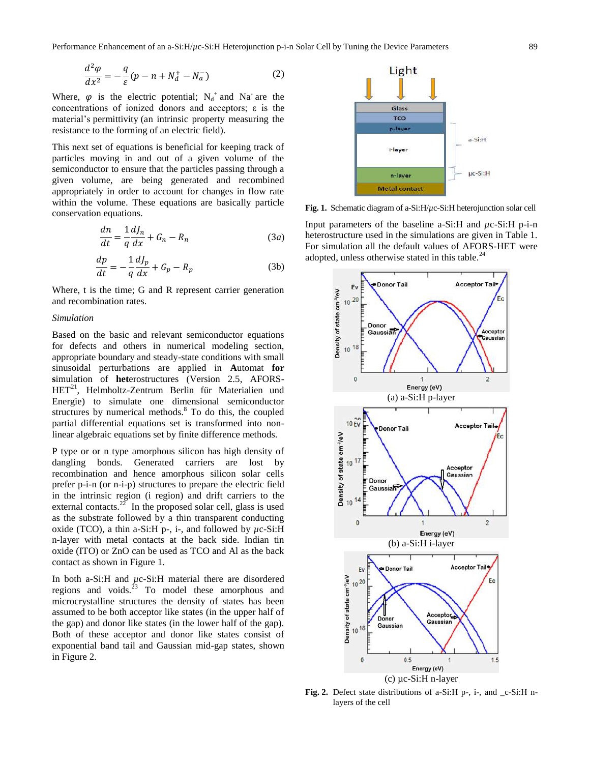$$\frac{d^2\varphi}{dx^2} = -\frac{q}{\varepsilon}(p - n + N_d^+ - N_a^-) \qquad (2)$$

Where, $\varphi$ is the electric potential; $N_d^+$ and $Na^-$ are the concentrations of ionized donors and acceptors; ε is the material's permittivity (an intrinsic property measuring the resistance to the forming of an electric field).

This next set of equations is beneficial for keeping track of particles moving in and out of a given volume of the semiconductor to ensure that the particles passing through a given volume, are being generated and recombined appropriately in order to account for changes in flow rate within the volume. These equations are basically particle conservation equations.

$$\frac{dn}{dt} = \frac{1}{q}\frac{dJ_n}{dx} + G_n - R_n \qquad (3a)$$

$$\frac{dp}{dt} = -\frac{1}{q}\frac{dJ_p}{dx} + G_p - R_p \qquad (3b)$$

Where, t is the time; G and R represent carrier generation and recombination rates.

*Simulation*

Based on the basic and relevant semiconductor equations for defects and others in numerical modeling section, appropriate boundary and steady-state conditions with small sinusoidal perturbations are applied in **A**utomat **for** **s**imulation of **het**erostructures (Version 2.5, AFORS-HET[21], Helmholtz-Zentrum Berlin für Materialien und Energie) to simulate one dimensional semiconductor structures by numerical methods.[8] To do this, the coupled partial differential equations set is transformed into non-linear algebraic equations set by finite difference methods.

P type or or n type amorphous silicon has high density of dangling bonds. Generated carriers are lost by recombination and hence amorphous silicon solar cells prefer p-i-n (or n-i-p) structures to prepare the electric field in the intrinsic region (i region) and drift carriers to the external contacts.[22] In the proposed solar cell, glass is used as the substrate followed by a thin transparent conducting oxide (TCO), a thin a-Si:H p-, i-, and followed by $\mu$c-Si:H n-layer with metal contacts at the back side. Indian tin oxide (ITO) or ZnO can be used as TCO and Al as the back contact as shown in Figure 1.

In both a-Si:H and $\mu$c-Si:H material there are disordered regions and voids.[23] To model these amorphous and microcrystalline structures the density of states has been assumed to be both acceptor like states (in the upper half of the gap) and donor like states (in the lower half of the gap). Both of these acceptor and donor like states consist of exponential band tail and Gaussian mid-gap states, shown in Figure 2.

**Fig. 1.** Schematic diagram of a-Si:H/$\mu$c-Si:H heterojunction solar cell

Input parameters of the baseline a-Si:H and $\mu$c-Si:H p-i-n heterostructure used in the simulations are given in Table 1. For simulation all the default values of AFORS-HET were adopted, unless otherwise stated in this table.[24]

(a) a-Si:H p-layer

(b) a-Si:H i-layer

(c) µc-Si:H n-layer

**Fig. 2.** Defect state distributions of a-Si:H p-, i-, and _c-Si:H n-layers of the cell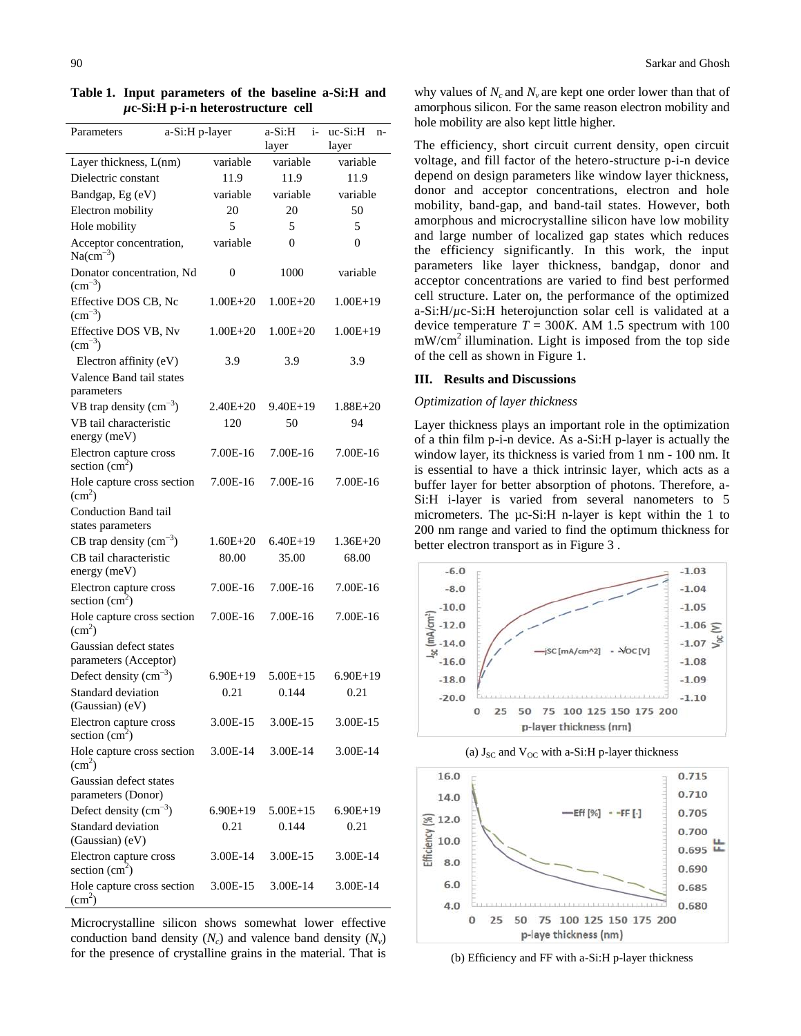**Table 1. Input parameters of the baseline a-Si:H and $\mu$c-Si:H p-i-n heterostructure cell**

| Parameters | a-Si:H p-layer | a-Si:H i-layer | uc-Si:H n-layer |
|---|---|---|---|
| Layer thickness, L(nm) | variable | variable | variable |
| Dielectric constant | 11.9 | 11.9 | 11.9 |
| Bandgap, Eg (eV) | variable | variable | variable |
| Electron mobility | 20 | 20 | 50 |
| Hole mobility | 5 | 5 | 5 |
| Acceptor concentration, Na($cm^{-3}$) | variable | 0 | 0 |
| Donator concentration, Nd ($cm^{-3}$) | 0 | 1000 | variable |
| Effective DOS CB, Nc ($cm^{-3}$) | 1.00E+20 | 1.00E+20 | 1.00E+19 |
| Effective DOS VB, Nv ($cm^{-3}$) | 1.00E+20 | 1.00E+20 | 1.00E+19 |
| Electron affinity (eV) | 3.9 | 3.9 | 3.9 |
| Valence Band tail states parameters | | | |
| VB trap density ($cm^{-3}$) | 2.40E+20 | 9.40E+19 | 1.88E+20 |
| VB tail characteristic energy (meV) | 120 | 50 | 94 |
| Electron capture cross section ($cm^2$) | 7.00E-16 | 7.00E-16 | 7.00E-16 |
| Hole capture cross section ($cm^2$) | 7.00E-16 | 7.00E-16 | 7.00E-16 |
| Conduction Band tail states parameters | | | |
| CB trap density ($cm^{-3}$) | 1.60E+20 | 6.40E+19 | 1.36E+20 |
| CB tail characteristic energy (meV) | 80.00 | 35.00 | 68.00 |
| Electron capture cross section ($cm^2$) | 7.00E-16 | 7.00E-16 | 7.00E-16 |
| Hole capture cross section ($cm^2$) | 7.00E-16 | 7.00E-16 | 7.00E-16 |
| Gaussian defect states parameters (Acceptor) | | | |
| Defect density ($cm^{-3}$) | 6.90E+19 | 5.00E+15 | 6.90E+19 |
| Standard deviation (Gaussian) (eV) | 0.21 | 0.144 | 0.21 |
| Electron capture cross section ($cm^2$) | 3.00E-15 | 3.00E-15 | 3.00E-15 |
| Hole capture cross section ($cm^2$) | 3.00E-14 | 3.00E-14 | 3.00E-14 |
| Gaussian defect states parameters (Donor) | | | |
| Defect density ($cm^{-3}$) | 6.90E+19 | 5.00E+15 | 6.90E+19 |
| Standard deviation (Gaussian) (eV) | 0.21 | 0.144 | 0.21 |
| Electron capture cross section ($cm^2$) | 3.00E-14 | 3.00E-15 | 3.00E-14 |
| Hole capture cross section ($cm^2$) | 3.00E-15 | 3.00E-14 | 3.00E-14 |

Microcrystalline silicon shows somewhat lower effective conduction band density ($N_c$) and valence band density ($N_v$) for the presence of crystalline grains in the material. That is why values of $N_c$ and $N_v$ are kept one order lower than that of amorphous silicon. For the same reason electron mobility and hole mobility are also kept little higher.

The efficiency, short circuit current density, open circuit voltage, and fill factor of the hetero-structure p-i-n device depend on design parameters like window layer thickness, donor and acceptor concentrations, electron and hole mobility, band-gap, and band-tail states. However, both amorphous and microcrystalline silicon have low mobility and large number of localized gap states which reduces the efficiency significantly. In this work, the input parameters like layer thickness, bandgap, donor and acceptor concentrations are varied to find best performed cell structure. Later on, the performance of the optimized a-Si:H/$\mu$c-Si:H heterojunction solar cell is validated at a device temperature $T = 300K$. AM 1.5 spectrum with 100 mW/$cm^2$ illumination. Light is imposed from the top side of the cell as shown in Figure 1.

## III. Results and Discussions

*Optimization of layer thickness*

Layer thickness plays an important role in the optimization of a thin film p-i-n device. As a-Si:H p-layer is actually the window layer, its thickness is varied from 1 nm - 100 nm. It is essential to have a thick intrinsic layer, which acts as a buffer layer for better absorption of photons. Therefore, a-Si:H i-layer is varied from several nanometers to 5 micrometers. The µc-Si:H n-layer is kept within the 1 to 200 nm range and varied to find the optimum thickness for better electron transport as in Figure 3 .

(a) $J_{SC}$ and $V_{OC}$ with a-Si:H p-layer thickness

(b) Efficiency and FF with a-Si:H p-layer thickness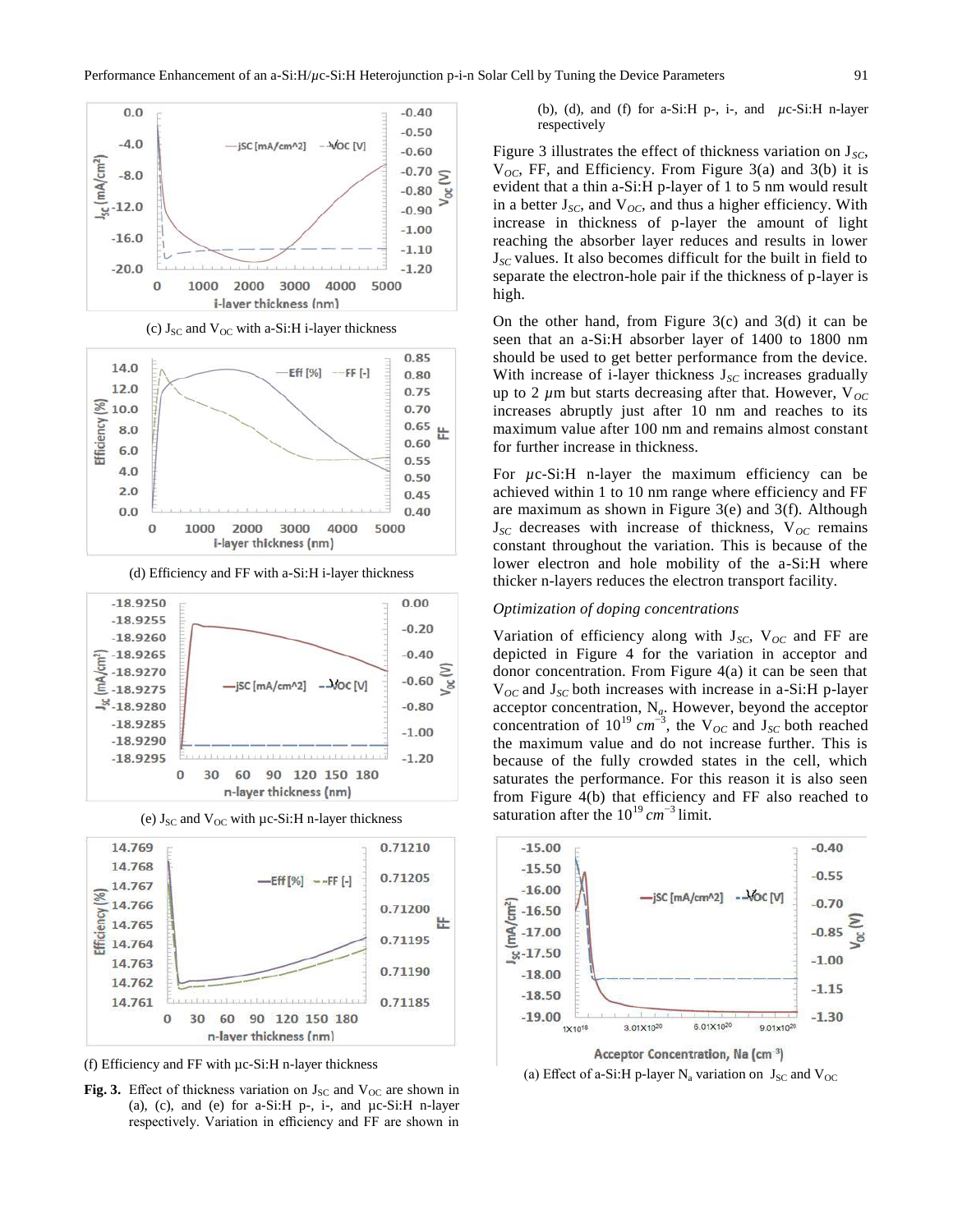(c) $J_{SC}$ and $V_{OC}$ with a-Si:H i-layer thickness

(d) Efficiency and FF with a-Si:H i-layer thickness

(e) $J_{SC}$ and $V_{OC}$ with µc-Si:H n-layer thickness

(f) Efficiency and FF with µc-Si:H n-layer thickness

**Fig. 3.** Effect of thickness variation on $J_{SC}$ and $V_{OC}$ are shown in (a), (c), and (e) for a-Si:H p-, i-, and µc-Si:H n-layer respectively. Variation in efficiency and FF are shown in (b), (d), and (f) for a-Si:H p-, i-, and $\mu$c-Si:H n-layer respectively

Figure 3 illustrates the effect of thickness variation on $J_{SC}$, $V_{OC}$, FF, and Efficiency. From Figure 3(a) and 3(b) it is evident that a thin a-Si:H p-layer of 1 to 5 nm would result in a better $J_{SC}$, and $V_{OC}$, and thus a higher efficiency. With increase in thickness of p-layer the amount of light reaching the absorber layer reduces and results in lower $J_{SC}$ values. It also becomes difficult for the built in field to separate the electron-hole pair if the thickness of p-layer is high.

On the other hand, from Figure 3(c) and 3(d) it can be seen that an a-Si:H absorber layer of 1400 to 1800 nm should be used to get better performance from the device. With increase of i-layer thickness $J_{SC}$ increases gradually up to 2 $\mu$m but starts decreasing after that. However, $V_{OC}$ increases abruptly just after 10 nm and reaches to its maximum value after 100 nm and remains almost constant for further increase in thickness.

For $\mu$c-Si:H n-layer the maximum efficiency can be achieved within 1 to 10 nm range where efficiency and FF are maximum as shown in Figure 3(e) and 3(f). Although $J_{SC}$ decreases with increase of thickness, $V_{OC}$ remains constant throughout the variation. This is because of the lower electron and hole mobility of the a-Si:H where thicker n-layers reduces the electron transport facility.

*Optimization of doping concentrations*

Variation of efficiency along with $J_{SC}$, $V_{OC}$ and FF are depicted in Figure 4 for the variation in acceptor and donor concentration. From Figure 4(a) it can be seen that $V_{OC}$ and $J_{SC}$ both increases with increase in a-Si:H p-layer acceptor concentration, $N_a$. However, beyond the acceptor concentration of $10^{19}$ $cm^{-3}$, the $V_{OC}$ and $J_{SC}$ both reached the maximum value and do not increase further. This is because of the fully crowded states in the cell, which saturates the performance. For this reason it is also seen from Figure 4(b) that efficiency and FF also reached to saturation after the $10^{19}$ $cm^{-3}$ limit.

(a) Effect of a-Si:H p-layer $N_a$ variation on $J_{SC}$ and $V_{OC}$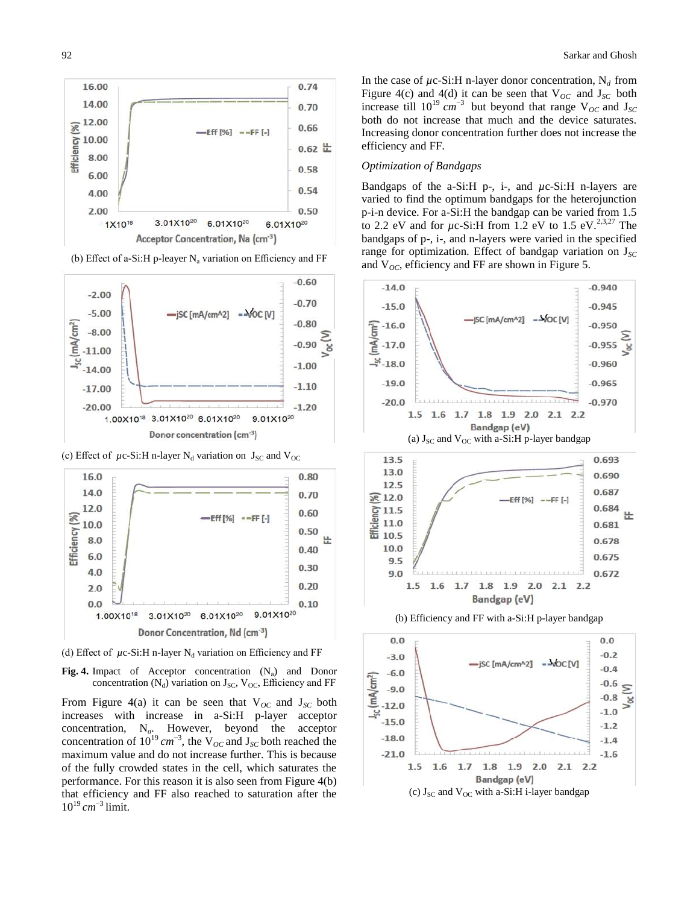(b) Effect of a-Si:H p-leayer $N_a$ variation on Efficiency and FF

(c) Effect of $\mu$c-Si:H n-layer $N_d$ variation on $J_{SC}$ and $V_{OC}$

(d) Effect of $\mu$c-Si:H n-layer $N_d$ variation on Efficiency and FF

**Fig. 4.** Impact of Acceptor concentration ($N_a$) and Donor concentration ($N_d$) variation on $J_{SC}$, $V_{OC}$, Efficiency and FF

From Figure 4(a) it can be seen that $V_{OC}$ and $J_{SC}$ both increases with increase in a-Si:H p-layer acceptor concentration, $N_a$. However, beyond the acceptor concentration of $10^{19}\ cm^{-3}$, the $V_{OC}$ and $J_{SC}$ both reached the maximum value and do not increase further. This is because of the fully crowded states in the cell, which saturates the performance. For this reason it is also seen from Figure 4(b) that efficiency and FF also reached to saturation after the $10^{19}\ cm^{-3}$ limit.

In the case of $\mu$c-Si:H n-layer donor concentration, $N_d$ from Figure 4(c) and 4(d) it can be seen that $V_{OC}$ and $J_{SC}$ both increase till $10^{19}\ cm^{-3}$ but beyond that range $V_{OC}$ and $J_{SC}$ both do not increase that much and the device saturates. Increasing donor concentration further does not increase the efficiency and FF.

*Optimization of Bandgaps*

Bandgaps of the a-Si:H p-, i-, and $\mu$c-Si:H n-layers are varied to find the optimum bandgaps for the heterojunction p-i-n device. For a-Si:H the bandgap can be varied from 1.5 to 2.2 eV and for $\mu$c-Si:H from 1.2 eV to 1.5 eV.[2,3,27] The bandgaps of p-, i-, and n-layers were varied in the specified range for optimization. Effect of bandgap variation on $J_{SC}$ and $V_{OC}$, efficiency and FF are shown in Figure 5.

(a) $J_{SC}$ and $V_{OC}$ with a-Si:H p-layer bandgap

(b) Efficiency and FF with a-Si:H p-layer bandgap

(c) $J_{SC}$ and $V_{OC}$ with a-Si:H i-layer bandgap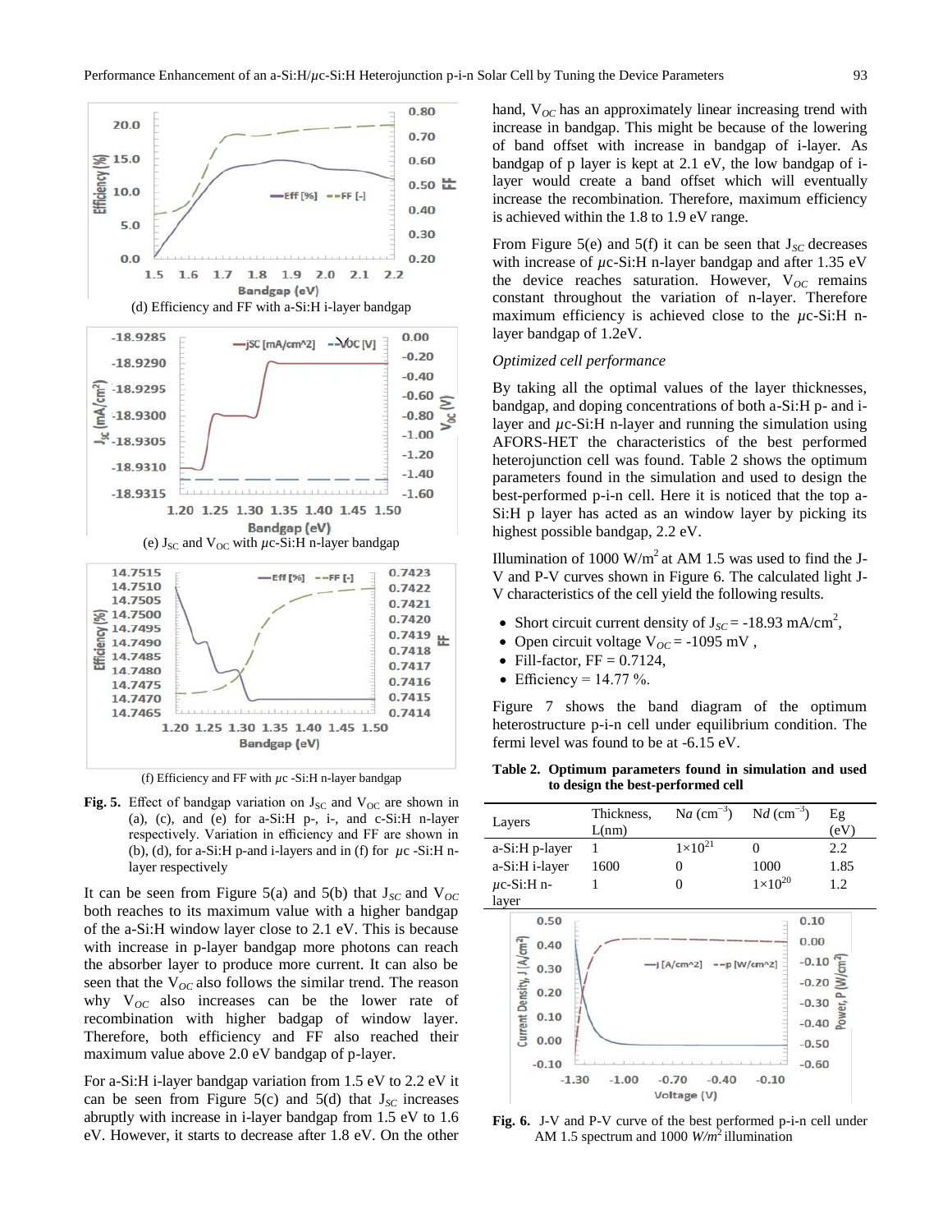(d) Efficiency and FF with a-Si:H i-layer bandgap

(e) $J_{SC}$ and $V_{OC}$ with $\mu$c-Si:H n-layer bandgap

(f) Efficiency and FF with $\mu$c -Si:H n-layer bandgap

**Fig. 5.** Effect of bandgap variation on $J_{SC}$ and $V_{OC}$ are shown in (a), (c), and (e) for a-Si:H p-, i-, and c-Si:H n-layer respectively. Variation in efficiency and FF are shown in (b), (d), for a-Si:H p-and i-layers and in (f) for $\mu$c -Si:H n-layer respectively

It can be seen from Figure 5(a) and 5(b) that $J_{SC}$ and $V_{OC}$ both reaches to its maximum value with a higher bandgap of the a-Si:H window layer close to 2.1 eV. This is because with increase in p-layer bandgap more photons can reach the absorber layer to produce more current. It can also be seen that the $V_{OC}$ also follows the similar trend. The reason why $V_{OC}$ also increases can be the lower rate of recombination with higher badgap of window layer. Therefore, both efficiency and FF also reached their maximum value above 2.0 eV bandgap of p-layer.

For a-Si:H i-layer bandgap variation from 1.5 eV to 2.2 eV it can be seen from Figure 5(c) and 5(d) that $J_{SC}$ increases abruptly with increase in i-layer bandgap from 1.5 eV to 1.6 eV. However, it starts to decrease after 1.8 eV. On the other hand, $V_{OC}$ has an approximately linear increasing trend with increase in bandgap. This might be because of the lowering of band offset with increase in bandgap of i-layer. As bandgap of p layer is kept at 2.1 eV, the low bandgap of i-layer would create a band offset which will eventually increase the recombination. Therefore, maximum efficiency is achieved within the 1.8 to 1.9 eV range.

From Figure 5(e) and 5(f) it can be seen that $J_{SC}$ decreases with increase of $\mu$c-Si:H n-layer bandgap and after 1.35 eV the device reaches saturation. However, $V_{OC}$ remains constant throughout the variation of n-layer. Therefore maximum efficiency is achieved close to the $\mu$c-Si:H n-layer bandgap of 1.2eV.

*Optimized cell performance*

By taking all the optimal values of the layer thicknesses, bandgap, and doping concentrations of both a-Si:H p- and i-layer and $\mu$c-Si:H n-layer and running the simulation using AFORS-HET the characteristics of the best performed heterojunction cell was found. Table 2 shows the optimum parameters found in the simulation and used to design the best-performed p-i-n cell. Here it is noticed that the top a-Si:H p layer has acted as an window layer by picking its highest possible bandgap, 2.2 eV.

Illumination of 1000 W/m$^2$ at AM 1.5 was used to find the J-V and P-V curves shown in Figure 6. The calculated light J-V characteristics of the cell yield the following results.

- Short circuit current density of $J_{SC}$ = -18.93 mA/cm$^2$,
- Open circuit voltage $V_{OC}$ = -1095 mV ,
- Fill-factor, FF = 0.7124,
- Efficiency = 14.77 %.

Figure 7 shows the band diagram of the optimum heterostructure p-i-n cell under equilibrium condition. The fermi level was found to be at -6.15 eV.

**Table 2. Optimum parameters found in simulation and used to design the best-performed cell**

| Layers | Thickness, L(nm) | N*a* (cm$^{-3}$) | N*d* (cm$^{-3}$) | Eg (eV) |
|---|---|---|---|---|
| a-Si:H p-layer | 1 | $1{\times}10^{21}$ | 0 | 2.2 |
| a-Si:H i-layer | 1600 | 0 | 1000 | 1.85 |
| $\mu$c-Si:H n-layer | 1 | 0 | $1{\times}10^{20}$ | 1.2 |

**Fig. 6.** J-V and P-V curve of the best performed p-i-n cell under AM 1.5 spectrum and 1000 *W/m*$^2$ illumination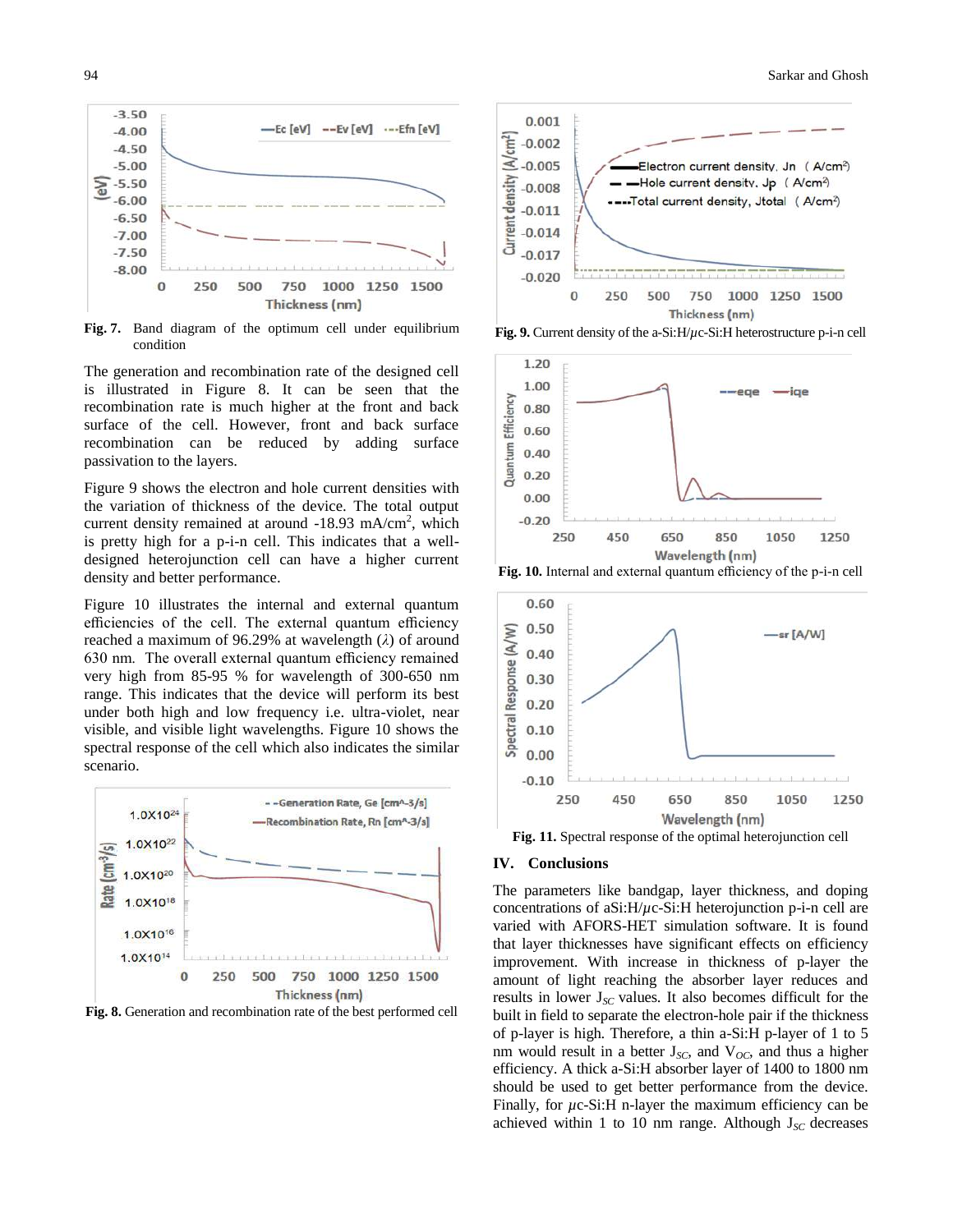Fig. 7. Band diagram of the optimum cell under equilibrium condition

The generation and recombination rate of the designed cell is illustrated in Figure 8. It can be seen that the recombination rate is much higher at the front and back surface of the cell. However, front and back surface recombination can be reduced by adding surface passivation to the layers.

Figure 9 shows the electron and hole current densities with the variation of thickness of the device. The total output current density remained at around -18.93 mA/cm$^2$, which is pretty high for a p-i-n cell. This indicates that a well-designed heterojunction cell can have a higher current density and better performance.

Figure 10 illustrates the internal and external quantum efficiencies of the cell. The external quantum efficiency reached a maximum of 96.29% at wavelength ($\lambda$) of around 630 nm. The overall external quantum efficiency remained very high from 85-95 % for wavelength of 300-650 nm range. This indicates that the device will perform its best under both high and low frequency i.e. ultra-violet, near visible, and visible light wavelengths. Figure 10 shows the spectral response of the cell which also indicates the similar scenario.

Fig. 8. Generation and recombination rate of the best performed cell

Fig. 9. Current density of the a-Si:H/$\mu$c-Si:H heterostructure p-i-n cell

Fig. 10. Internal and external quantum efficiency of the p-i-n cell

Fig. 11. Spectral response of the optimal heterojunction cell

## IV. Conclusions

The parameters like bandgap, layer thickness, and doping concentrations of aSi:H/$\mu$c-Si:H heterojunction p-i-n cell are varied with AFORS-HET simulation software. It is found that layer thicknesses have significant effects on efficiency improvement. With increase in thickness of p-layer the amount of light reaching the absorber layer reduces and results in lower $J_{SC}$ values. It also becomes difficult for the built in field to separate the electron-hole pair if the thickness of p-layer is high. Therefore, a thin a-Si:H p-layer of 1 to 5 nm would result in a better $J_{SC}$, and $V_{OC}$, and thus a higher efficiency. A thick a-Si:H absorber layer of 1400 to 1800 nm should be used to get better performance from the device. Finally, for $\mu$c-Si:H n-layer the maximum efficiency can be achieved within 1 to 10 nm range. Although $J_{SC}$ decreases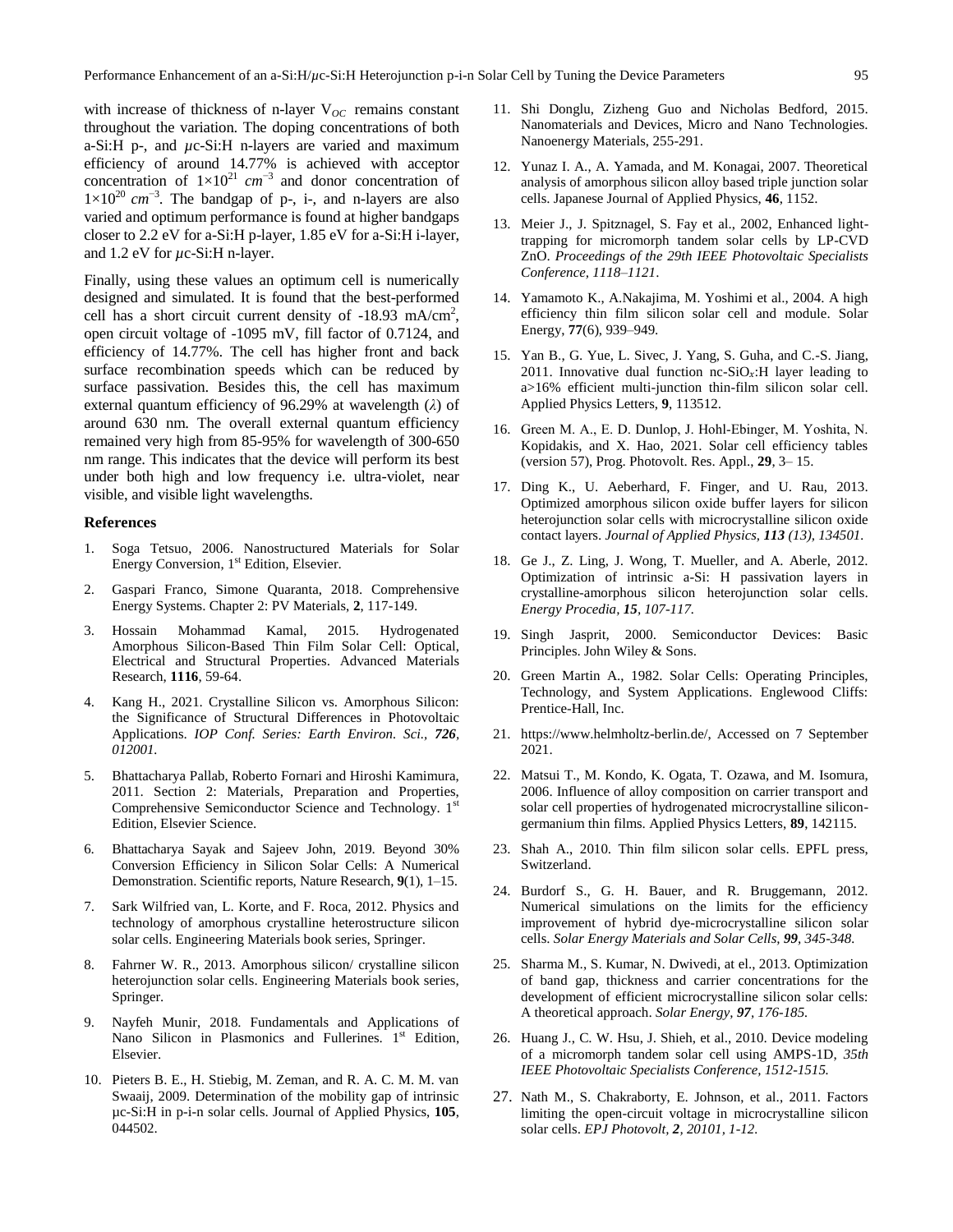with increase of thickness of n-layer $V_{OC}$ remains constant throughout the variation. The doping concentrations of both a-Si:H p-, and $\mu$c-Si:H n-layers are varied and maximum efficiency of around 14.77% is achieved with acceptor concentration of $1\times10^{21}$ $cm^{-3}$ and donor concentration of $1\times10^{20}$ $cm^{-3}$. The bandgap of p-, i-, and n-layers are also varied and optimum performance is found at higher bandgaps closer to 2.2 eV for a-Si:H p-layer, 1.85 eV for a-Si:H i-layer, and 1.2 eV for $\mu$c-Si:H n-layer.

Finally, using these values an optimum cell is numerically designed and simulated. It is found that the best-performed cell has a short circuit current density of -18.93 mA/cm$^2$, open circuit voltage of -1095 mV, fill factor of 0.7124, and efficiency of 14.77%. The cell has higher front and back surface recombination speeds which can be reduced by surface passivation. Besides this, the cell has maximum external quantum efficiency of 96.29% at wavelength ($\lambda$) of around 630 nm. The overall external quantum efficiency remained very high from 85-95% for wavelength of 300-650 nm range. This indicates that the device will perform its best under both high and low frequency i.e. ultra-violet, near visible, and visible light wavelengths.

## References

1. Soga Tetsuo, 2006. Nanostructured Materials for Solar Energy Conversion, 1st Edition, Elsevier.
2. Gaspari Franco, Simone Quaranta, 2018. Comprehensive Energy Systems. Chapter 2: PV Materials, **2**, 117-149.
3. Hossain Mohammad Kamal, 2015. Hydrogenated Amorphous Silicon-Based Thin Film Solar Cell: Optical, Electrical and Structural Properties. Advanced Materials Research, **1116**, 59-64.
4. Kang H., 2021. Crystalline Silicon vs. Amorphous Silicon: the Significance of Structural Differences in Photovoltaic Applications. *IOP Conf. Series: Earth Environ. Sci.*, ***726***, *012001.*
5. Bhattacharya Pallab, Roberto Fornari and Hiroshi Kamimura, 2011. Section 2: Materials, Preparation and Properties, Comprehensive Semiconductor Science and Technology. 1st Edition, Elsevier Science.
6. Bhattacharya Sayak and Sajeev John, 2019. Beyond 30% Conversion Efficiency in Silicon Solar Cells: A Numerical Demonstration. Scientific reports, Nature Research, **9**(1), 1–15.
7. Sark Wilfried van, L. Korte, and F. Roca, 2012. Physics and technology of amorphous crystalline heterostructure silicon solar cells. Engineering Materials book series, Springer.
8. Fahrner W. R., 2013. Amorphous silicon/ crystalline silicon heterojunction solar cells. Engineering Materials book series, Springer.
9. Nayfeh Munir, 2018. Fundamentals and Applications of Nano Silicon in Plasmonics and Fullerines. 1st Edition, Elsevier.
10. Pieters B. E., H. Stiebig, M. Zeman, and R. A. C. M. M. van Swaaij, 2009. Determination of the mobility gap of intrinsic μc-Si:H in p-i-n solar cells. Journal of Applied Physics, **105**, 044502.
11. Shi Donglu, Zizheng Guo and Nicholas Bedford, 2015. Nanomaterials and Devices, Micro and Nano Technologies. Nanoenergy Materials, 255-291.
12. Yunaz I. A., A. Yamada, and M. Konagai, 2007. Theoretical analysis of amorphous silicon alloy based triple junction solar cells. Japanese Journal of Applied Physics, **46**, 1152.
13. Meier J., J. Spitznagel, S. Fay et al., 2002, Enhanced light-trapping for micromorph tandem solar cells by LP-CVD ZnO. *Proceedings of the 29th IEEE Photovoltaic Specialists Conference, 1118–1121*.
14. Yamamoto K., A.Nakajima, M. Yoshimi et al., 2004. A high efficiency thin film silicon solar cell and module. Solar Energy, **77**(6), 939–949.
15. Yan B., G. Yue, L. Sivec, J. Yang, S. Guha, and C.-S. Jiang, 2011. Innovative dual function nc-$SiO_x$:H layer leading to a>16% efficient multi-junction thin-film silicon solar cell. Applied Physics Letters, **9**, 113512.
16. Green M. A., E. D. Dunlop, J. Hohl-Ebinger, M. Yoshita, N. Kopidakis, and X. Hao, 2021. Solar cell efficiency tables (version 57), Prog. Photovolt. Res. Appl., **29**, 3– 15.
17. Ding K., U. Aeberhard, F. Finger, and U. Rau, 2013. Optimized amorphous silicon oxide buffer layers for silicon heterojunction solar cells with microcrystalline silicon oxide contact layers. *Journal of Applied Physics,* ***113*** *(13), 134501.*
18. Ge J., Z. Ling, J. Wong, T. Mueller, and A. Aberle, 2012. Optimization of intrinsic a-Si: H passivation layers in crystalline-amorphous silicon heterojunction solar cells. *Energy Procedia,* ***15****, 107-117.*
19. Singh Jasprit, 2000. Semiconductor Devices: Basic Principles. John Wiley & Sons.
20. Green Martin A., 1982. Solar Cells: Operating Principles, Technology, and System Applications. Englewood Cliffs: Prentice-Hall, Inc.
21. https://www.helmholtz-berlin.de/, Accessed on 7 September 2021.
22. Matsui T., M. Kondo, K. Ogata, T. Ozawa, and M. Isomura, 2006. Influence of alloy composition on carrier transport and solar cell properties of hydrogenated microcrystalline silicon-germanium thin films. Applied Physics Letters, **89**, 142115.
23. Shah A., 2010. Thin film silicon solar cells. EPFL press, Switzerland.
24. Burdorf S., G. H. Bauer, and R. Bruggemann, 2012. Numerical simulations on the limits for the efficiency improvement of hybrid dye-microcrystalline silicon solar cells. *Solar Energy Materials and Solar Cells,* ***99****, 345-348.*
25. Sharma M., S. Kumar, N. Dwivedi, at el., 2013. Optimization of band gap, thickness and carrier concentrations for the development of efficient microcrystalline silicon solar cells: A theoretical approach. *Solar Energy,* ***97****, 176-185.*
26. Huang J., C. W. Hsu, J. Shieh, et al., 2010. Device modeling of a micromorph tandem solar cell using AMPS-1D, *35th IEEE Photovoltaic Specialists Conference, 1512-1515.*
27. Nath M., S. Chakraborty, E. Johnson, et al., 2011. Factors limiting the open-circuit voltage in microcrystalline silicon solar cells. *EPJ Photovolt,* ***2****, 20101, 1-12.*